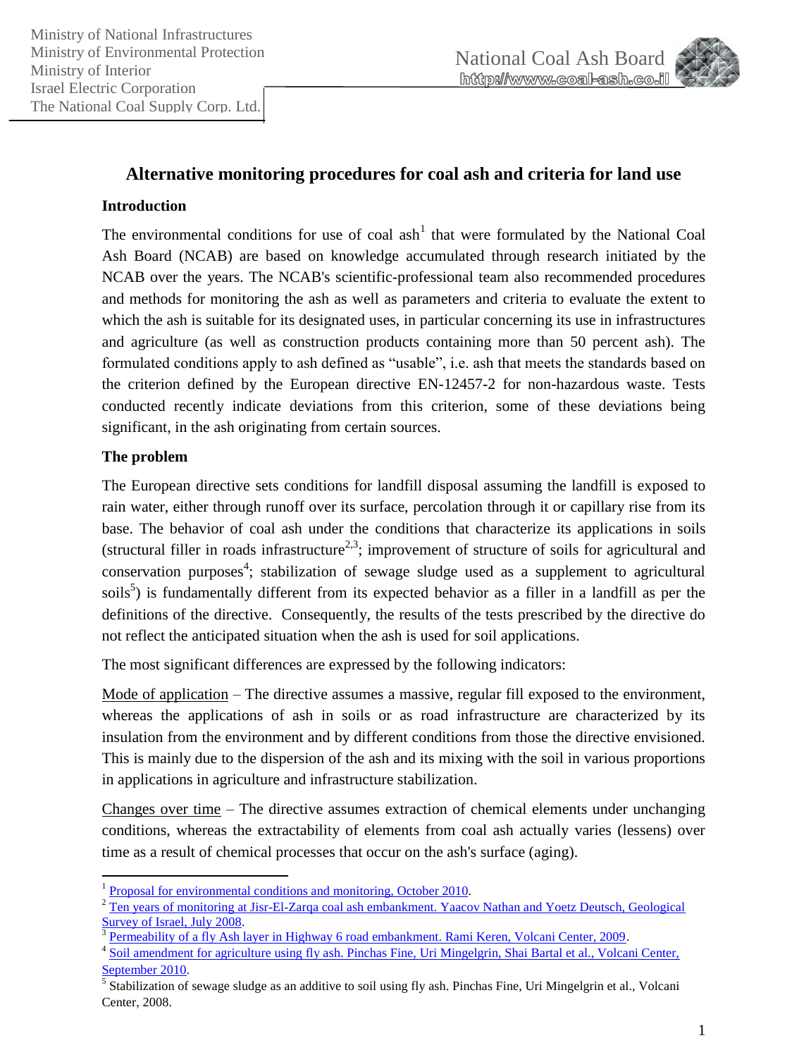Ministry of National Infrastructures
Ministry of Environmental Protection
Ministry of Interior
Israel Electric Corporation
The National Coal Supply Corp. Ltd.

National Coal Ash Board
http://www.coal-ash.co.il

# Alternative monitoring procedures for coal ash and criteria for land use

## Introduction

The environmental conditions for use of coal ash[1] that were formulated by the National Coal Ash Board (NCAB) are based on knowledge accumulated through research initiated by the NCAB over the years. The NCAB's scientific-professional team also recommended procedures and methods for monitoring the ash as well as parameters and criteria to evaluate the extent to which the ash is suitable for its designated uses, in particular concerning its use in infrastructures and agriculture (as well as construction products containing more than 50 percent ash). The formulated conditions apply to ash defined as "usable", i.e. ash that meets the standards based on the criterion defined by the European directive EN-12457-2 for non-hazardous waste. Tests conducted recently indicate deviations from this criterion, some of these deviations being significant, in the ash originating from certain sources.

## The problem

The European directive sets conditions for landfill disposal assuming the landfill is exposed to rain water, either through runoff over its surface, percolation through it or capillary rise from its base. The behavior of coal ash under the conditions that characterize its applications in soils (structural filler in roads infrastructure[2,3]; improvement of structure of soils for agricultural and conservation purposes[4]; stabilization of sewage sludge used as a supplement to agricultural soils[5]) is fundamentally different from its expected behavior as a filler in a landfill as per the definitions of the directive. Consequently, the results of the tests prescribed by the directive do not reflect the anticipated situation when the ash is used for soil applications.

The most significant differences are expressed by the following indicators:

Mode of application – The directive assumes a massive, regular fill exposed to the environment, whereas the applications of ash in soils or as road infrastructure are characterized by its insulation from the environment and by different conditions from those the directive envisioned. This is mainly due to the dispersion of the ash and its mixing with the soil in various proportions in applications in agriculture and infrastructure stabilization.

Changes over time – The directive assumes extraction of chemical elements under unchanging conditions, whereas the extractability of elements from coal ash actually varies (lessens) over time as a result of chemical processes that occur on the ash's surface (aging).

---

[1] Proposal for environmental conditions and monitoring, October 2010.

[2] Ten years of monitoring at Jisr-El-Zarqa coal ash embankment. Yaacov Nathan and Yoetz Deutsch, Geological Survey of Israel, July 2008.

[3] Permeability of a fly Ash layer in Highway 6 road embankment. Rami Keren, Volcani Center, 2009.

[4] Soil amendment for agriculture using fly ash. Pinchas Fine, Uri Mingelgrin, Shai Bartal et al., Volcani Center, September 2010.

[5] Stabilization of sewage sludge as an additive to soil using fly ash. Pinchas Fine, Uri Mingelgrin et al., Volcani Center, 2008.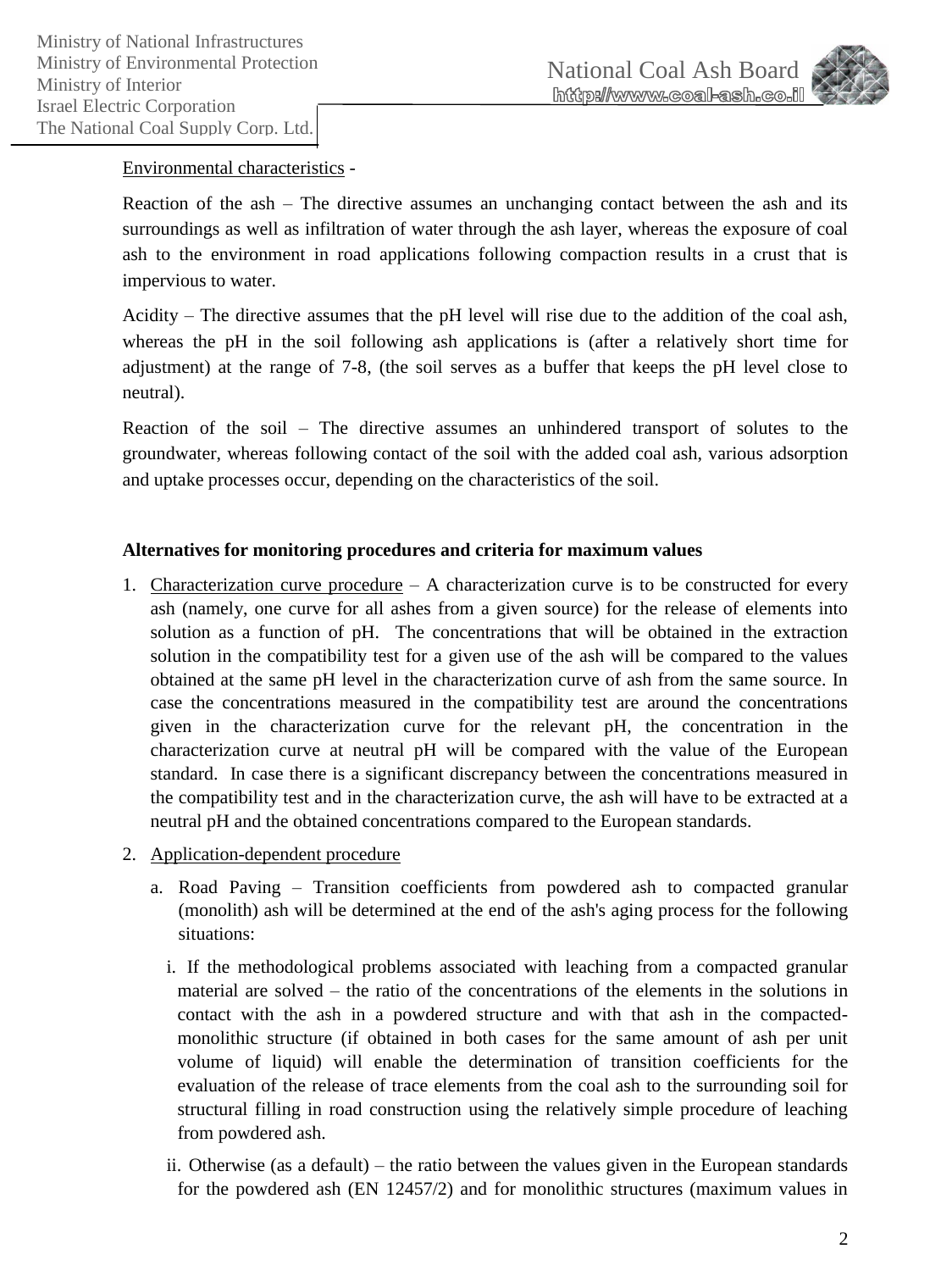Environmental characteristics -

Reaction of the ash – The directive assumes an unchanging contact between the ash and its surroundings as well as infiltration of water through the ash layer, whereas the exposure of coal ash to the environment in road applications following compaction results in a crust that is impervious to water.

Acidity – The directive assumes that the pH level will rise due to the addition of the coal ash, whereas the pH in the soil following ash applications is (after a relatively short time for adjustment) at the range of 7-8, (the soil serves as a buffer that keeps the pH level close to neutral).

Reaction of the soil – The directive assumes an unhindered transport of solutes to the groundwater, whereas following contact of the soil with the added coal ash, various adsorption and uptake processes occur, depending on the characteristics of the soil.

**Alternatives for monitoring procedures and criteria for maximum values**

1. Characterization curve procedure – A characterization curve is to be constructed for every ash (namely, one curve for all ashes from a given source) for the release of elements into solution as a function of pH. The concentrations that will be obtained in the extraction solution in the compatibility test for a given use of the ash will be compared to the values obtained at the same pH level in the characterization curve of ash from the same source. In case the concentrations measured in the compatibility test are around the concentrations given in the characterization curve for the relevant pH, the concentration in the characterization curve at neutral pH will be compared with the value of the European standard. In case there is a significant discrepancy between the concentrations measured in the compatibility test and in the characterization curve, the ash will have to be extracted at a neutral pH and the obtained concentrations compared to the European standards.

2. Application-dependent procedure

   a. Road Paving – Transition coefficients from powdered ash to compacted granular (monolith) ash will be determined at the end of the ash's aging process for the following situations:

      i. If the methodological problems associated with leaching from a compacted granular material are solved – the ratio of the concentrations of the elements in the solutions in contact with the ash in a powdered structure and with that ash in the compacted-monolithic structure (if obtained in both cases for the same amount of ash per unit volume of liquid) will enable the determination of transition coefficients for the evaluation of the release of trace elements from the coal ash to the surrounding soil for structural filling in road construction using the relatively simple procedure of leaching from powdered ash.

      ii. Otherwise (as a default) – the ratio between the values given in the European standards for the powdered ash (EN 12457/2) and for monolithic structures (maximum values in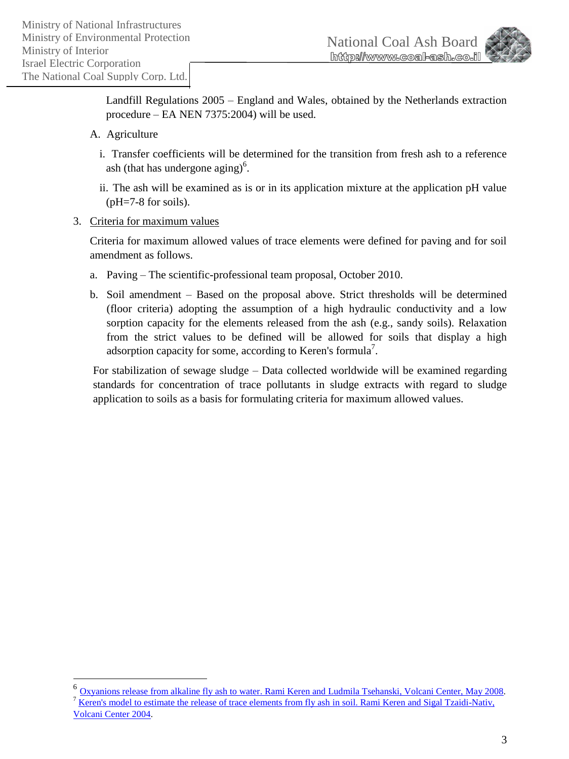Landfill Regulations 2005 – England and Wales, obtained by the Netherlands extraction procedure – EA NEN 7375:2004) will be used.

A. Agriculture

   i. Transfer coefficients will be determined for the transition from fresh ash to a reference ash (that has undergone aging)[6].

   ii. The ash will be examined as is or in its application mixture at the application pH value (pH=7-8 for soils).

3. Criteria for maximum values

   Criteria for maximum allowed values of trace elements were defined for paving and for soil amendment as follows.

   a. Paving – The scientific-professional team proposal, October 2010.

   b. Soil amendment – Based on the proposal above. Strict thresholds will be determined (floor criteria) adopting the assumption of a high hydraulic conductivity and a low sorption capacity for the elements released from the ash (e.g., sandy soils). Relaxation from the strict values to be defined will be allowed for soils that display a high adsorption capacity for some, according to Keren's formula[7].

   For stabilization of sewage sludge – Data collected worldwide will be examined regarding standards for concentration of trace pollutants in sludge extracts with regard to sludge application to soils as a basis for formulating criteria for maximum allowed values.

---

[6] Oxyanions release from alkaline fly ash to water. Rami Keren and Ludmila Tsehanski, Volcani Center, May 2008.

[7] Keren's model to estimate the release of trace elements from fly ash in soil. Rami Keren and Sigal Tzaidi-Nativ, Volcani Center 2004.